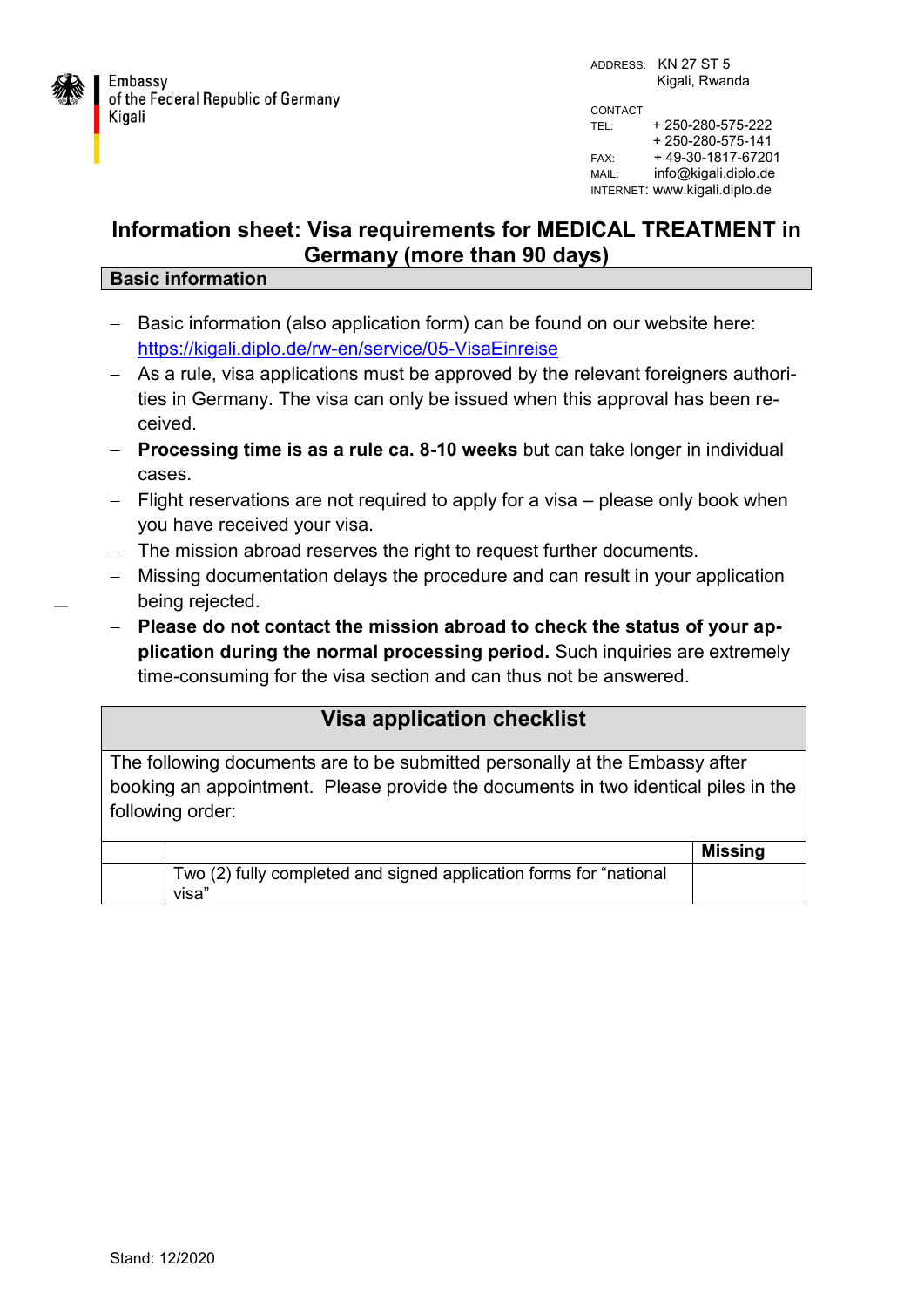Embassy
of the Federal Republic of Germany
Kigali

ADDRESS: KN 27 ST 5
Kigali, Rwanda

CONTACT
TEL: + 250-280-575-222
+ 250-280-575-141
FAX: + 49-30-1817-67201
MAIL: info@kigali.diplo.de
INTERNET: www.kigali.diplo.de

# Information sheet: Visa requirements for MEDICAL TREATMENT in Germany (more than 90 days)

## Basic information

- Basic information (also application form) can be found on our website here: https://kigali.diplo.de/rw-en/service/05-VisaEinreise
- As a rule, visa applications must be approved by the relevant foreigners authorities in Germany. The visa can only be issued when this approval has been received.
- **Processing time is as a rule ca. 8-10 weeks** but can take longer in individual cases.
- Flight reservations are not required to apply for a visa – please only book when you have received your visa.
- The mission abroad reserves the right to request further documents.
- Missing documentation delays the procedure and can result in your application being rejected.
- **Please do not contact the mission abroad to check the status of your application during the normal processing period.** Such inquiries are extremely time-consuming for the visa section and can thus not be answered.

## Visa application checklist

The following documents are to be submitted personally at the Embassy after booking an appointment. Please provide the documents in two identical piles in the following order:

| | | Missing |
|---|---|---|
| | Two (2) fully completed and signed application forms for "national visa" | |

Stand: 12/2020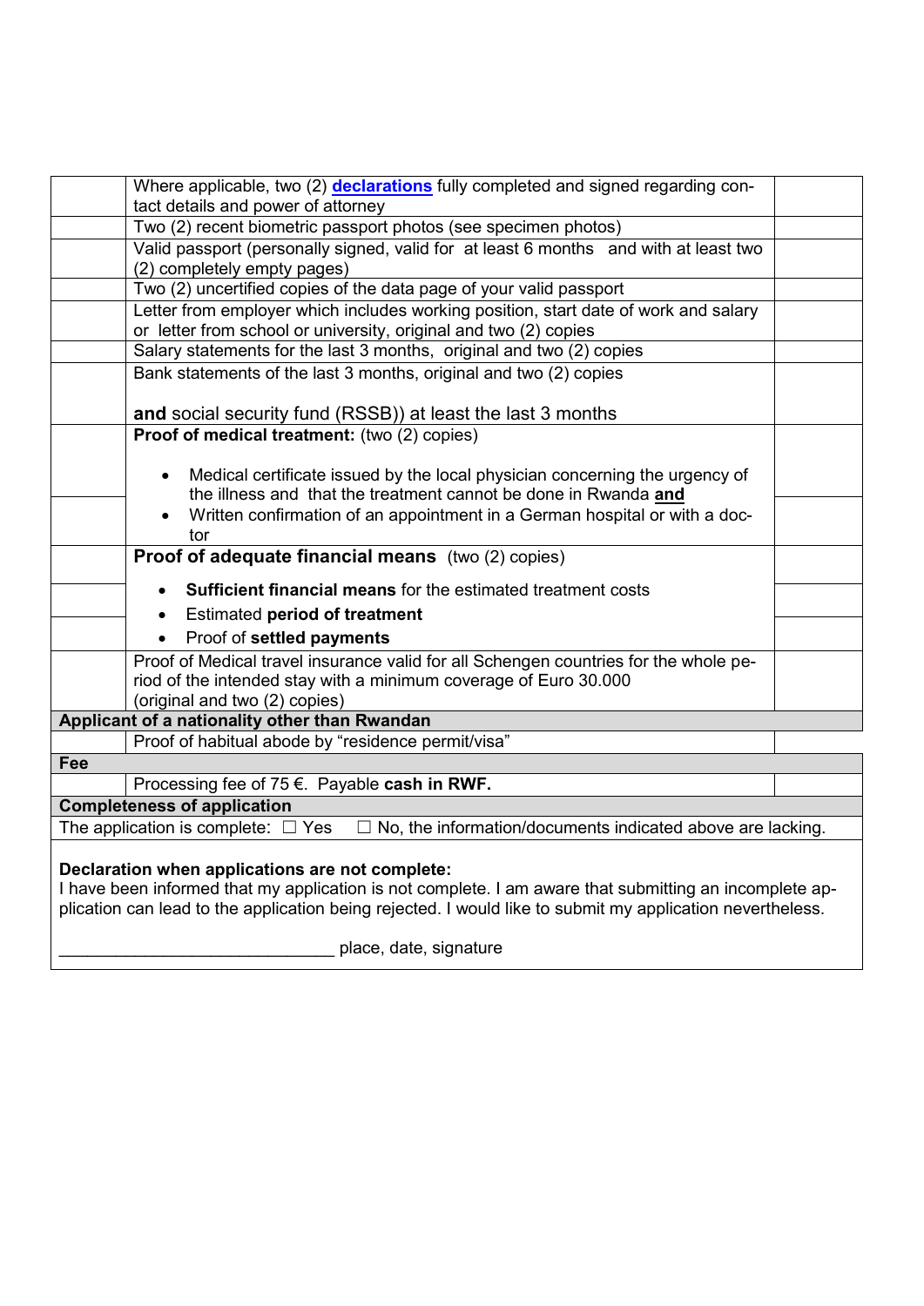| | | |
|---|---|---|
| | Where applicable, two (2) **declarations** fully completed and signed regarding contact details and power of attorney | |
| | Two (2) recent biometric passport photos (see specimen photos) | |
| | Valid passport (personally signed, valid for at least 6 months and with at least two (2) completely empty pages) | |
| | Two (2) uncertified copies of the data page of your valid passport | |
| | Letter from employer which includes working position, start date of work and salary or letter from school or university, original and two (2) copies | |
| | Salary statements for the last 3 months, original and two (2) copies | |
| | Bank statements of the last 3 months, original and two (2) copies<br><br>**and** social security fund (RSSB)) at least the last 3 months | |
| | **Proof of medical treatment:** (two (2) copies)<br><br>• Medical certificate issued by the local physician concerning the urgency of the illness and that the treatment cannot be done in Rwanda **and** | |
| | • Written confirmation of an appointment in a German hospital or with a doctor | |
| | **Proof of adequate financial means** (two (2) copies) | |
| | • **Sufficient financial means** for the estimated treatment costs | |
| | • Estimated **period of treatment** | |
| | • Proof of **settled payments** | |
| | Proof of Medical travel insurance valid for all Schengen countries for the whole period of the intended stay with a minimum coverage of Euro 30.000 (original and two (2) copies) | |
| **Applicant of a nationality other than Rwandan** | | |
| | Proof of habitual abode by "residence permit/visa" | |
| **Fee** | | |
| | Processing fee of 75 €. Payable **cash in RWF.** | |
| **Completeness of application** | | |
| The application is complete: ☐ Yes ☐ No, the information/documents indicated above are lacking. | | |

**Declaration when applications are not complete:**
I have been informed that my application is not complete. I am aware that submitting an incomplete application can lead to the application being rejected. I would like to submit my application nevertheless.

_____________________________ place, date, signature